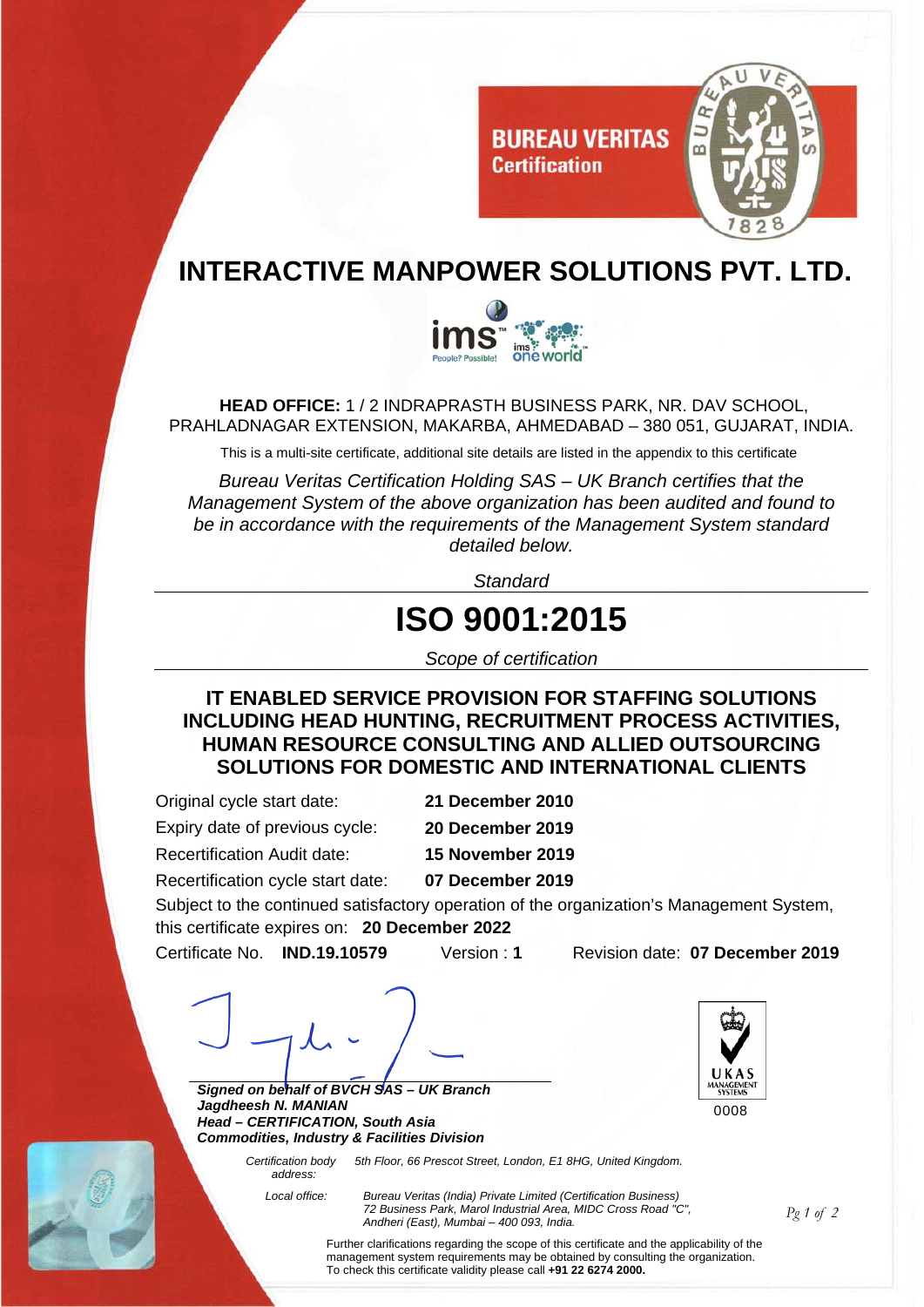**BUREAU VERITAS**
**Certification**

# INTERACTIVE MANPOWER SOLUTIONS PVT. LTD.

**HEAD OFFICE:** 1 / 2 INDRAPRASTH BUSINESS PARK, NR. DAV SCHOOL, PRAHLADNAGAR EXTENSION, MAKARBA, AHMEDABAD – 380 051, GUJARAT, INDIA.

This is a multi-site certificate, additional site details are listed in the appendix to this certificate

*Bureau Veritas Certification Holding SAS – UK Branch certifies that the Management System of the above organization has been audited and found to be in accordance with the requirements of the Management System standard detailed below.*

*Standard*

# ISO 9001:2015

*Scope of certification*

**IT ENABLED SERVICE PROVISION FOR STAFFING SOLUTIONS INCLUDING HEAD HUNTING, RECRUITMENT PROCESS ACTIVITIES, HUMAN RESOURCE CONSULTING AND ALLIED OUTSOURCING SOLUTIONS FOR DOMESTIC AND INTERNATIONAL CLIENTS**

Original cycle start date: **21 December 2010**
Expiry date of previous cycle: **20 December 2019**
Recertification Audit date: **15 November 2019**
Recertification cycle start date: **07 December 2019**

Subject to the continued satisfactory operation of the organization's Management System, this certificate expires on: **20 December 2022**

Certificate No. **IND.19.10579** Version : **1** Revision date: **07 December 2019**

***Signed on behalf of BVCH SAS – UK Branch***
***Jagdheesh N. MANIAN***
***Head – CERTIFICATION, South Asia***
***Commodities, Industry & Facilities Division***

UKAS MANAGEMENT SYSTEMS
0008

*Certification body address:* *5th Floor, 66 Prescot Street, London, E1 8HG, United Kingdom.*

*Local office:* *Bureau Veritas (India) Private Limited (Certification Business) 72 Business Park, Marol Industrial Area, MIDC Cross Road "C", Andheri (East), Mumbai – 400 093, India.*

Further clarifications regarding the scope of this certificate and the applicability of the management system requirements may be obtained by consulting the organization.
To check this certificate validity please call **+91 22 6274 2000.**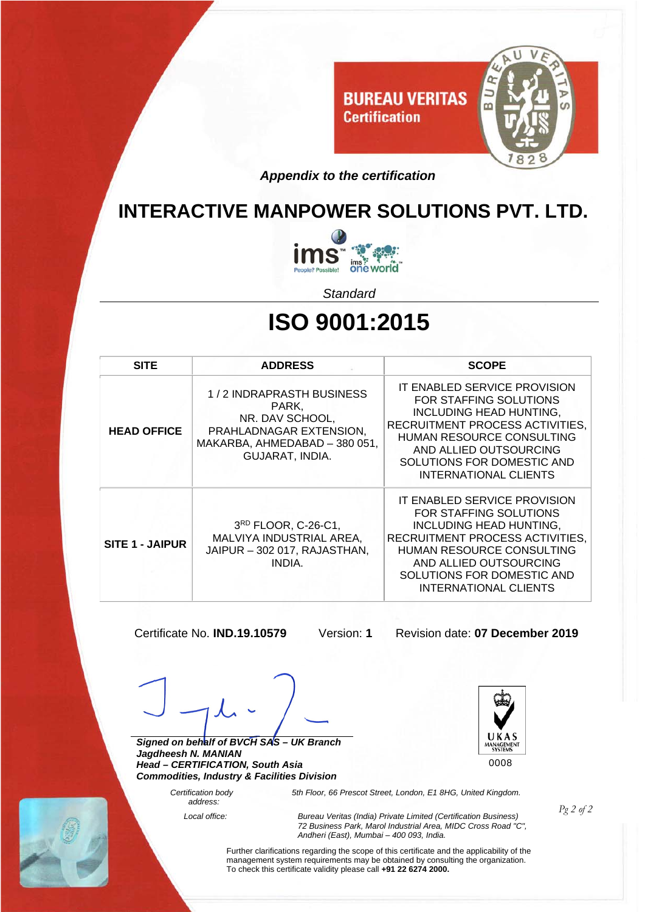BUREAU VERITAS
Certification

*Appendix to the certification*

# INTERACTIVE MANPOWER SOLUTIONS PVT. LTD.

*Standard*

# ISO 9001:2015

| SITE | ADDRESS | SCOPE |
|---|---|---|
| **HEAD OFFICE** | 1 / 2 INDRAPRASTH BUSINESS PARK, NR. DAV SCHOOL, PRAHLADNAGAR EXTENSION, MAKARBA, AHMEDABAD – 380 051, GUJARAT, INDIA. | IT ENABLED SERVICE PROVISION FOR STAFFING SOLUTIONS INCLUDING HEAD HUNTING, RECRUITMENT PROCESS ACTIVITIES, HUMAN RESOURCE CONSULTING AND ALLIED OUTSOURCING SOLUTIONS FOR DOMESTIC AND INTERNATIONAL CLIENTS |
| **SITE 1 - JAIPUR** | 3RD FLOOR, C-26-C1, MALVIYA INDUSTRIAL AREA, JAIPUR – 302 017, RAJASTHAN, INDIA. | IT ENABLED SERVICE PROVISION FOR STAFFING SOLUTIONS INCLUDING HEAD HUNTING, RECRUITMENT PROCESS ACTIVITIES, HUMAN RESOURCE CONSULTING AND ALLIED OUTSOURCING SOLUTIONS FOR DOMESTIC AND INTERNATIONAL CLIENTS |

Certificate No. **IND.19.10579** Version: **1** Revision date: **07 December 2019**

***Signed on behalf of BVCH SAS – UK Branch***
***Jagdheesh N. MANIAN***
***Head – CERTIFICATION, South Asia***
***Commodities, Industry & Facilities Division***

UKAS MANAGEMENT SYSTEMS
0008

*Certification body address:* *5th Floor, 66 Prescot Street, London, E1 8HG, United Kingdom.*

*Local office:* *Bureau Veritas (India) Private Limited (Certification Business) 72 Business Park, Marol Industrial Area, MIDC Cross Road "C", Andheri (East), Mumbai – 400 093, India.*

Further clarifications regarding the scope of this certificate and the applicability of the management system requirements may be obtained by consulting the organization. To check this certificate validity please call **+91 22 6274 2000.**